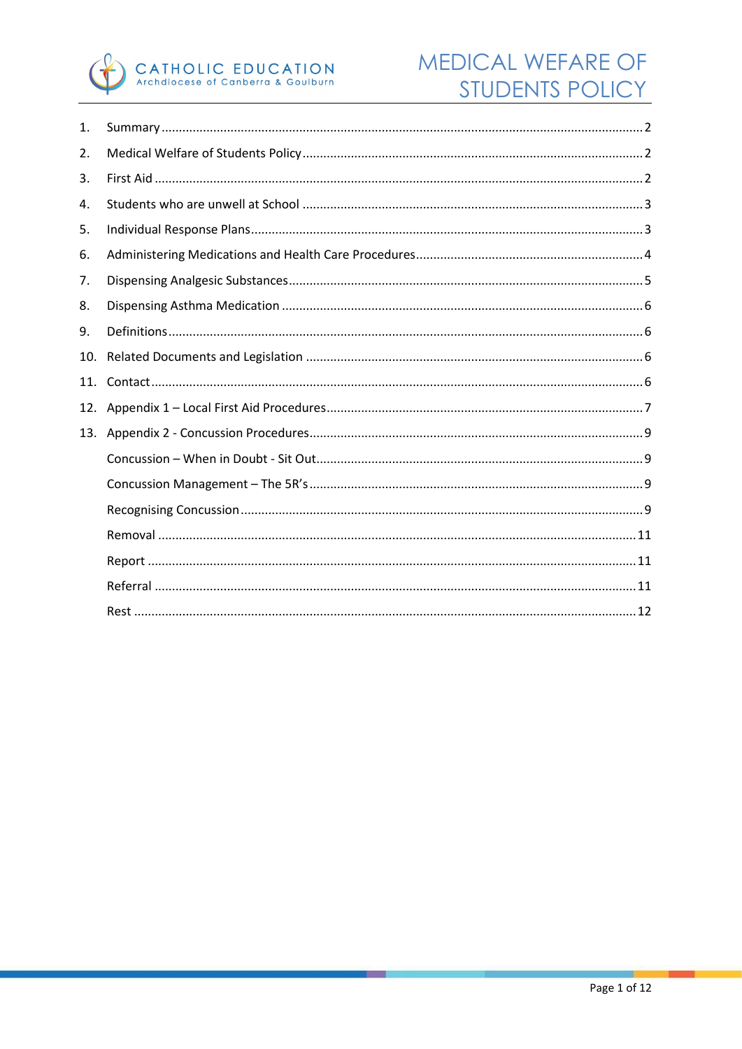# MEDICAL WEFARE OF STUDENTS POLICY

CATHOLIC EDUCATION
Archdiocese of Canberra & Goulburn

1. Summary .......... 2
2. Medical Welfare of Students Policy .......... 2
3. First Aid .......... 2
4. Students who are unwell at School .......... 3
5. Individual Response Plans .......... 3
6. Administering Medications and Health Care Procedures .......... 4
7. Dispensing Analgesic Substances .......... 5
8. Dispensing Asthma Medication .......... 6
9. Definitions .......... 6
10. Related Documents and Legislation .......... 6
11. Contact .......... 6
12. Appendix 1 – Local First Aid Procedures .......... 7
13. Appendix 2 - Concussion Procedures .......... 9
    - Concussion – When in Doubt - Sit Out .......... 9
    - Concussion Management – The 5R's .......... 9
    - Recognising Concussion .......... 9
    - Removal .......... 11
    - Report .......... 11
    - Referral .......... 11
    - Rest .......... 12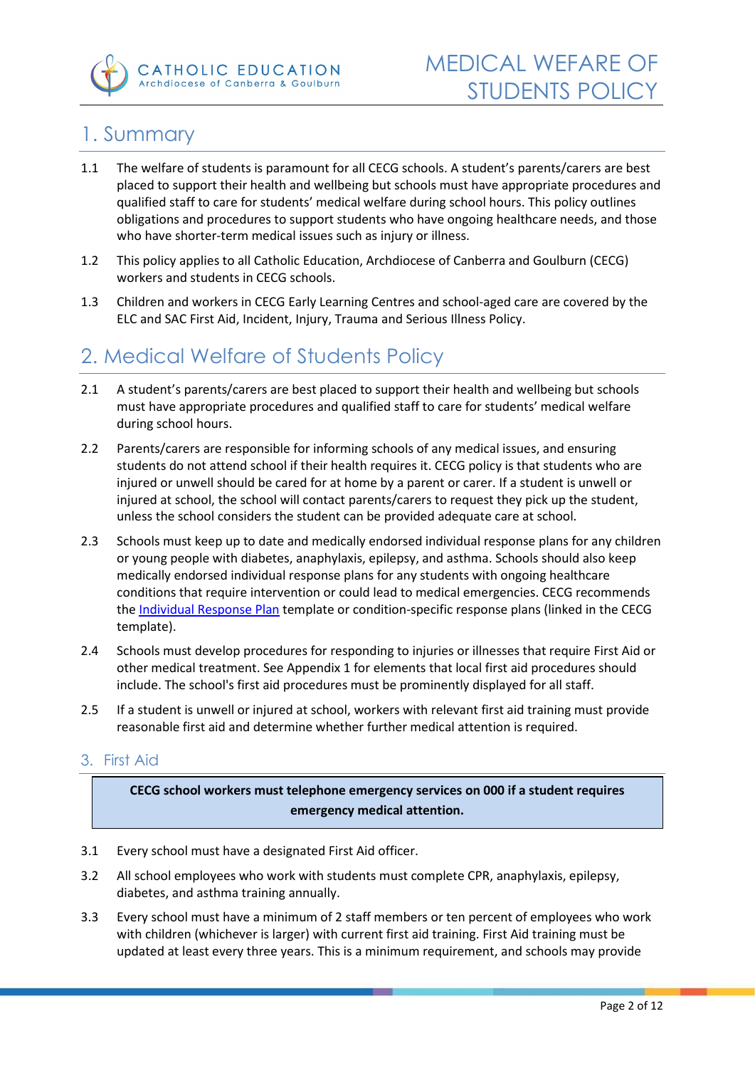## 1. Summary

1.1 The welfare of students is paramount for all CECG schools. A student's parents/carers are best placed to support their health and wellbeing but schools must have appropriate procedures and qualified staff to care for students' medical welfare during school hours. This policy outlines obligations and procedures to support students who have ongoing healthcare needs, and those who have shorter-term medical issues such as injury or illness.

1.2 This policy applies to all Catholic Education, Archdiocese of Canberra and Goulburn (CECG) workers and students in CECG schools.

1.3 Children and workers in CECG Early Learning Centres and school-aged care are covered by the ELC and SAC First Aid, Incident, Injury, Trauma and Serious Illness Policy.

## 2. Medical Welfare of Students Policy

2.1 A student's parents/carers are best placed to support their health and wellbeing but schools must have appropriate procedures and qualified staff to care for students' medical welfare during school hours.

2.2 Parents/carers are responsible for informing schools of any medical issues, and ensuring students do not attend school if their health requires it. CECG policy is that students who are injured or unwell should be cared for at home by a parent or carer. If a student is unwell or injured at school, the school will contact parents/carers to request they pick up the student, unless the school considers the student can be provided adequate care at school.

2.3 Schools must keep up to date and medically endorsed individual response plans for any children or young people with diabetes, anaphylaxis, epilepsy, and asthma. Schools should also keep medically endorsed individual response plans for any students with ongoing healthcare conditions that require intervention or could lead to medical emergencies. CECG recommends the Individual Response Plan template or condition-specific response plans (linked in the CECG template).

2.4 Schools must develop procedures for responding to injuries or illnesses that require First Aid or other medical treatment. See Appendix 1 for elements that local first aid procedures should include. The school's first aid procedures must be prominently displayed for all staff.

2.5 If a student is unwell or injured at school, workers with relevant first aid training must provide reasonable first aid and determine whether further medical attention is required.

### 3. First Aid

**CECG school workers must telephone emergency services on 000 if a student requires emergency medical attention.**

3.1 Every school must have a designated First Aid officer.

3.2 All school employees who work with students must complete CPR, anaphylaxis, epilepsy, diabetes, and asthma training annually.

3.3 Every school must have a minimum of 2 staff members or ten percent of employees who work with children (whichever is larger) with current first aid training. First Aid training must be updated at least every three years. This is a minimum requirement, and schools may provide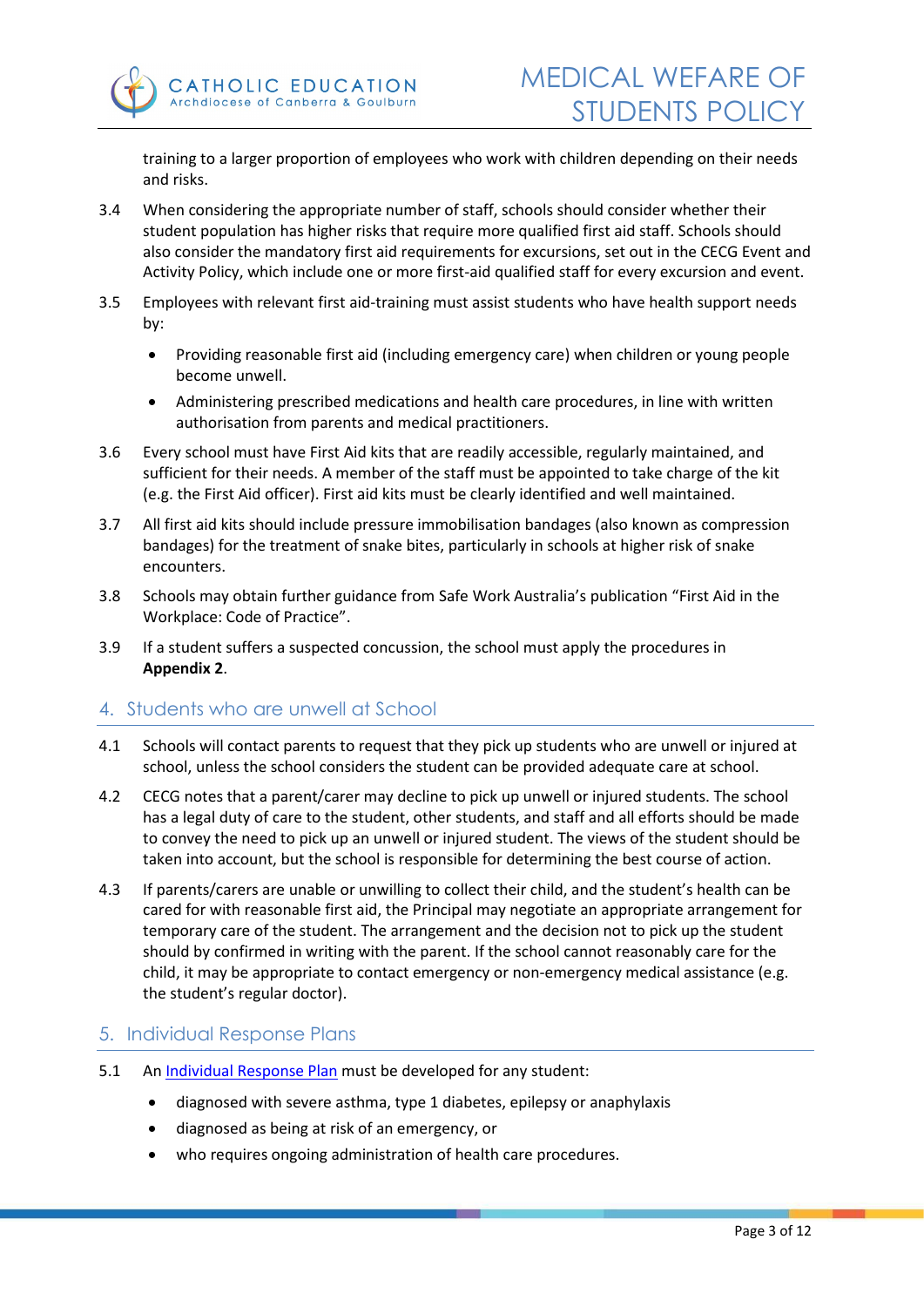training to a larger proportion of employees who work with children depending on their needs and risks.

3.4 When considering the appropriate number of staff, schools should consider whether their student population has higher risks that require more qualified first aid staff. Schools should also consider the mandatory first aid requirements for excursions, set out in the CECG Event and Activity Policy, which include one or more first-aid qualified staff for every excursion and event.

3.5 Employees with relevant first aid-training must assist students who have health support needs by:

- Providing reasonable first aid (including emergency care) when children or young people become unwell.
- Administering prescribed medications and health care procedures, in line with written authorisation from parents and medical practitioners.

3.6 Every school must have First Aid kits that are readily accessible, regularly maintained, and sufficient for their needs. A member of the staff must be appointed to take charge of the kit (e.g. the First Aid officer). First aid kits must be clearly identified and well maintained.

3.7 All first aid kits should include pressure immobilisation bandages (also known as compression bandages) for the treatment of snake bites, particularly in schools at higher risk of snake encounters.

3.8 Schools may obtain further guidance from Safe Work Australia's publication "First Aid in the Workplace: Code of Practice".

3.9 If a student suffers a suspected concussion, the school must apply the procedures in **Appendix 2**.

## 4. Students who are unwell at School

4.1 Schools will contact parents to request that they pick up students who are unwell or injured at school, unless the school considers the student can be provided adequate care at school.

4.2 CECG notes that a parent/carer may decline to pick up unwell or injured students. The school has a legal duty of care to the student, other students, and staff and all efforts should be made to convey the need to pick up an unwell or injured student. The views of the student should be taken into account, but the school is responsible for determining the best course of action.

4.3 If parents/carers are unable or unwilling to collect their child, and the student's health can be cared for with reasonable first aid, the Principal may negotiate an appropriate arrangement for temporary care of the student. The arrangement and the decision not to pick up the student should by confirmed in writing with the parent. If the school cannot reasonably care for the child, it may be appropriate to contact emergency or non-emergency medical assistance (e.g. the student's regular doctor).

## 5. Individual Response Plans

5.1 An Individual Response Plan must be developed for any student:

- diagnosed with severe asthma, type 1 diabetes, epilepsy or anaphylaxis
- diagnosed as being at risk of an emergency, or
- who requires ongoing administration of health care procedures.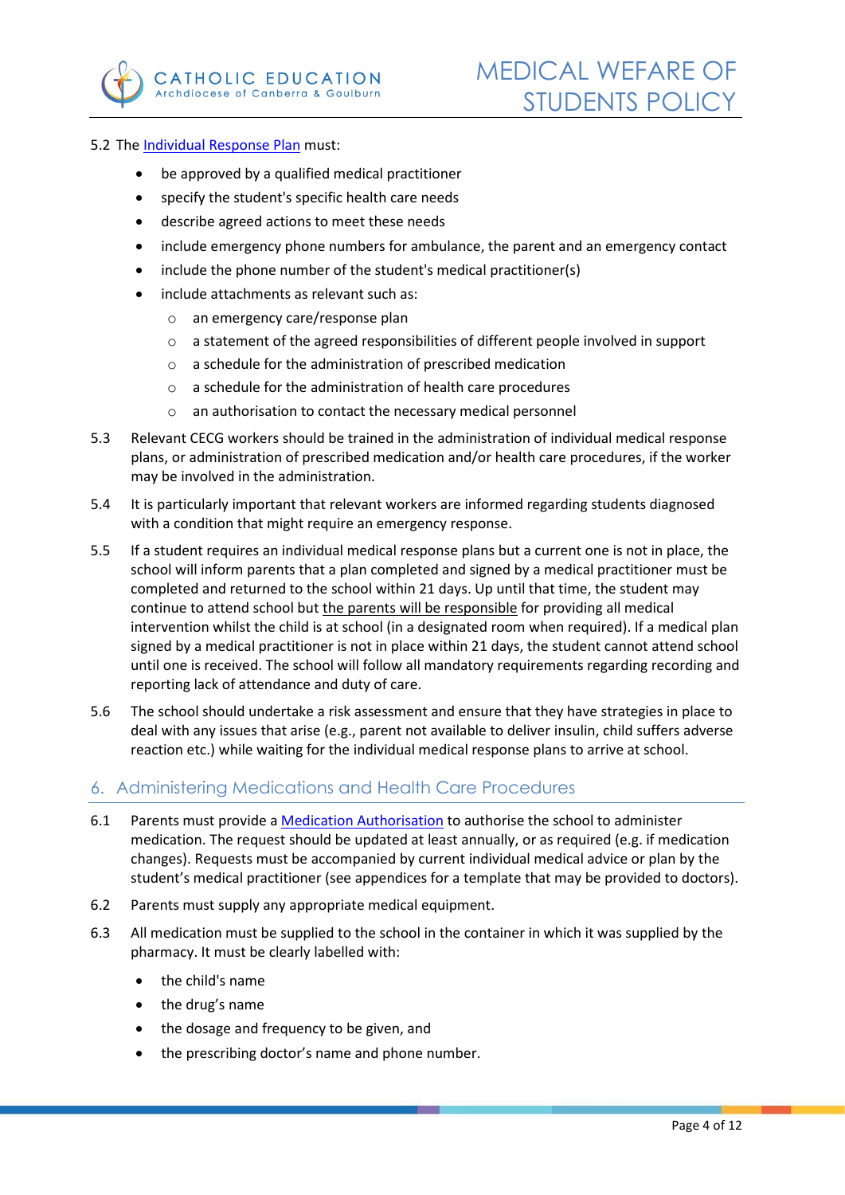5.2 The Individual Response Plan must:

- be approved by a qualified medical practitioner
- specify the student's specific health care needs
- describe agreed actions to meet these needs
- include emergency phone numbers for ambulance, the parent and an emergency contact
- include the phone number of the student's medical practitioner(s)
- include attachments as relevant such as:
  - an emergency care/response plan
  - a statement of the agreed responsibilities of different people involved in support
  - a schedule for the administration of prescribed medication
  - a schedule for the administration of health care procedures
  - an authorisation to contact the necessary medical personnel

5.3 Relevant CECG workers should be trained in the administration of individual medical response plans, or administration of prescribed medication and/or health care procedures, if the worker may be involved in the administration.

5.4 It is particularly important that relevant workers are informed regarding students diagnosed with a condition that might require an emergency response.

5.5 If a student requires an individual medical response plans but a current one is not in place, the school will inform parents that a plan completed and signed by a medical practitioner must be completed and returned to the school within 21 days. Up until that time, the student may continue to attend school but the parents will be responsible for providing all medical intervention whilst the child is at school (in a designated room when required). If a medical plan signed by a medical practitioner is not in place within 21 days, the student cannot attend school until one is received. The school will follow all mandatory requirements regarding recording and reporting lack of attendance and duty of care.

5.6 The school should undertake a risk assessment and ensure that they have strategies in place to deal with any issues that arise (e.g., parent not available to deliver insulin, child suffers adverse reaction etc.) while waiting for the individual medical response plans to arrive at school.

## 6. Administering Medications and Health Care Procedures

6.1 Parents must provide a Medication Authorisation to authorise the school to administer medication. The request should be updated at least annually, or as required (e.g. if medication changes). Requests must be accompanied by current individual medical advice or plan by the student's medical practitioner (see appendices for a template that may be provided to doctors).

6.2 Parents must supply any appropriate medical equipment.

6.3 All medication must be supplied to the school in the container in which it was supplied by the pharmacy. It must be clearly labelled with:

- the child's name
- the drug's name
- the dosage and frequency to be given, and
- the prescribing doctor's name and phone number.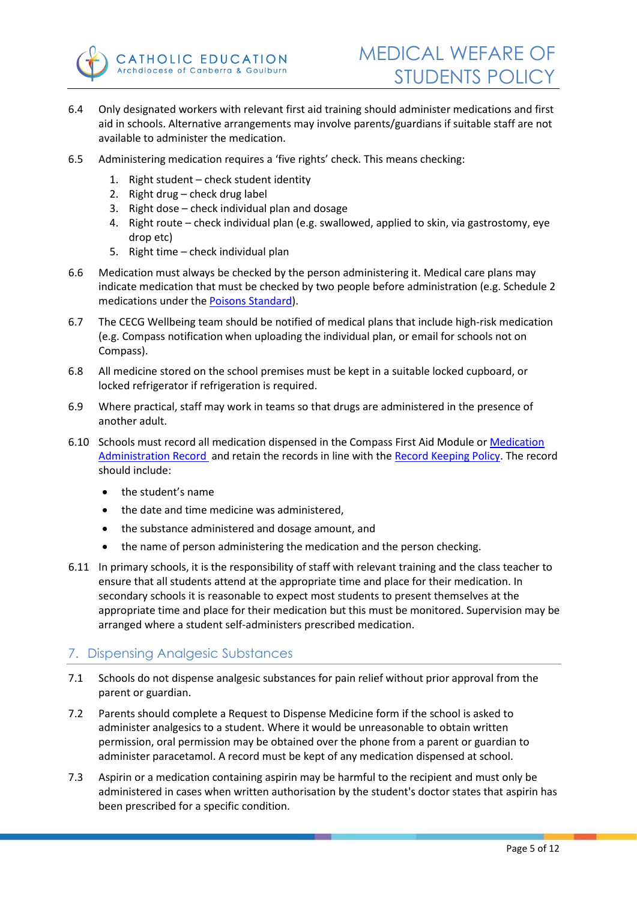6.4 Only designated workers with relevant first aid training should administer medications and first aid in schools. Alternative arrangements may involve parents/guardians if suitable staff are not available to administer the medication.

6.5 Administering medication requires a 'five rights' check. This means checking:

1. Right student – check student identity
2. Right drug – check drug label
3. Right dose – check individual plan and dosage
4. Right route – check individual plan (e.g. swallowed, applied to skin, via gastrostomy, eye drop etc)
5. Right time – check individual plan

6.6 Medication must always be checked by the person administering it. Medical care plans may indicate medication that must be checked by two people before administration (e.g. Schedule 2 medications under the Poisons Standard).

6.7 The CECG Wellbeing team should be notified of medical plans that include high-risk medication (e.g. Compass notification when uploading the individual plan, or email for schools not on Compass).

6.8 All medicine stored on the school premises must be kept in a suitable locked cupboard, or locked refrigerator if refrigeration is required.

6.9 Where practical, staff may work in teams so that drugs are administered in the presence of another adult.

6.10 Schools must record all medication dispensed in the Compass First Aid Module or Medication Administration Record and retain the records in line with the Record Keeping Policy. The record should include:

- the student's name
- the date and time medicine was administered,
- the substance administered and dosage amount, and
- the name of person administering the medication and the person checking.

6.11 In primary schools, it is the responsibility of staff with relevant training and the class teacher to ensure that all students attend at the appropriate time and place for their medication. In secondary schools it is reasonable to expect most students to present themselves at the appropriate time and place for their medication but this must be monitored. Supervision may be arranged where a student self-administers prescribed medication.

## 7. Dispensing Analgesic Substances

7.1 Schools do not dispense analgesic substances for pain relief without prior approval from the parent or guardian.

7.2 Parents should complete a Request to Dispense Medicine form if the school is asked to administer analgesics to a student. Where it would be unreasonable to obtain written permission, oral permission may be obtained over the phone from a parent or guardian to administer paracetamol. A record must be kept of any medication dispensed at school.

7.3 Aspirin or a medication containing aspirin may be harmful to the recipient and must only be administered in cases when written authorisation by the student's doctor states that aspirin has been prescribed for a specific condition.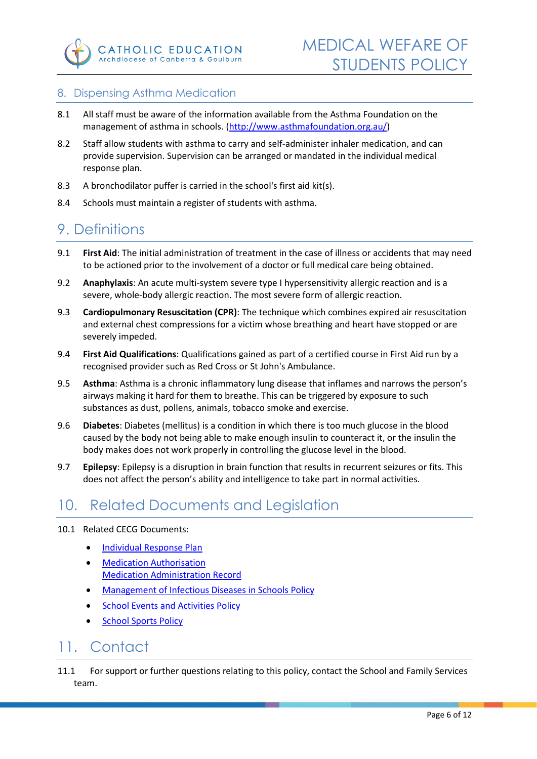## 8. Dispensing Asthma Medication

8.1 All staff must be aware of the information available from the Asthma Foundation on the management of asthma in schools. ([http://www.asthmafoundation.org.au/](http://www.asthmafoundation.org.au/))

8.2 Staff allow students with asthma to carry and self-administer inhaler medication, and can provide supervision. Supervision can be arranged or mandated in the individual medical response plan.

8.3 A bronchodilator puffer is carried in the school's first aid kit(s).

8.4 Schools must maintain a register of students with asthma.

# 9. Definitions

9.1 **First Aid**: The initial administration of treatment in the case of illness or accidents that may need to be actioned prior to the involvement of a doctor or full medical care being obtained.

9.2 **Anaphylaxis**: An acute multi-system severe type I hypersensitivity allergic reaction and is a severe, whole-body allergic reaction. The most severe form of allergic reaction.

9.3 **Cardiopulmonary Resuscitation (CPR)**: The technique which combines expired air resuscitation and external chest compressions for a victim whose breathing and heart have stopped or are severely impeded.

9.4 **First Aid Qualifications**: Qualifications gained as part of a certified course in First Aid run by a recognised provider such as Red Cross or St John's Ambulance.

9.5 **Asthma**: Asthma is a chronic inflammatory lung disease that inflames and narrows the person's airways making it hard for them to breathe. This can be triggered by exposure to such substances as dust, pollens, animals, tobacco smoke and exercise.

9.6 **Diabetes**: Diabetes (mellitus) is a condition in which there is too much glucose in the blood caused by the body not being able to make enough insulin to counteract it, or the insulin the body makes does not work properly in controlling the glucose level in the blood.

9.7 **Epilepsy**: Epilepsy is a disruption in brain function that results in recurrent seizures or fits. This does not affect the person's ability and intelligence to take part in normal activities.

# 10. Related Documents and Legislation

10.1 Related CECG Documents:

- Individual Response Plan
- Medication Authorisation
  Medication Administration Record
- Management of Infectious Diseases in Schools Policy
- School Events and Activities Policy
- School Sports Policy

# 11. Contact

11.1 For support or further questions relating to this policy, contact the School and Family Services team.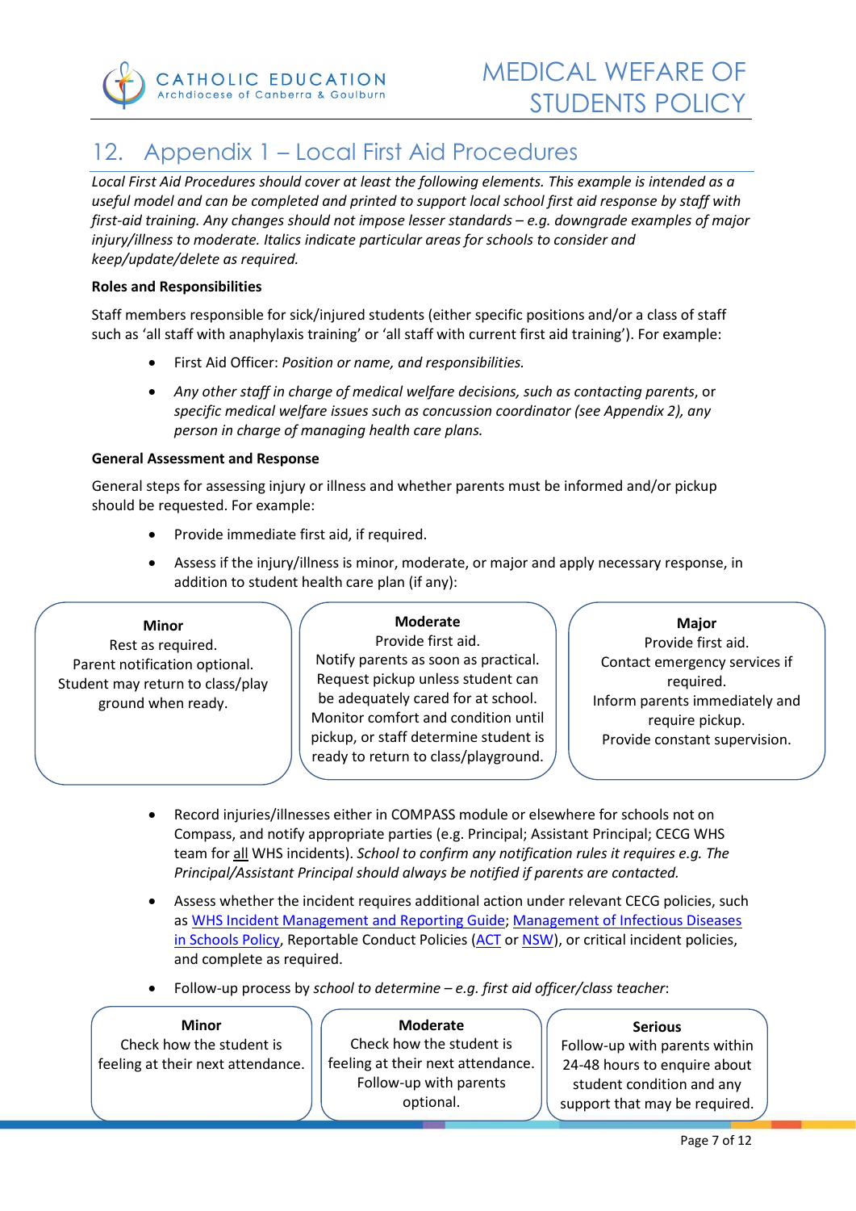## 12. Appendix 1 – Local First Aid Procedures

*Local First Aid Procedures should cover at least the following elements. This example is intended as a useful model and can be completed and printed to support local school first aid response by staff with first-aid training. Any changes should not impose lesser standards – e.g. downgrade examples of major injury/illness to moderate. Italics indicate particular areas for schools to consider and keep/update/delete as required.*

**Roles and Responsibilities**

Staff members responsible for sick/injured students (either specific positions and/or a class of staff such as 'all staff with anaphylaxis training' or 'all staff with current first aid training'). For example:

- First Aid Officer: *Position or name, and responsibilities.*
- *Any other staff in charge of medical welfare decisions, such as contacting parents*, or *specific medical welfare issues such as concussion coordinator (see Appendix 2), any person in charge of managing health care plans.*

**General Assessment and Response**

General steps for assessing injury or illness and whether parents must be informed and/or pickup should be requested. For example:

- Provide immediate first aid, if required.
- Assess if the injury/illness is minor, moderate, or major and apply necessary response, in addition to student health care plan (if any):

| Minor | Moderate | Major |
|---|---|---|
| Rest as required. Parent notification optional. Student may return to class/play ground when ready. | Provide first aid. Notify parents as soon as practical. Request pickup unless student can be adequately cared for at school. Monitor comfort and condition until pickup, or staff determine student is ready to return to class/playground. | Provide first aid. Contact emergency services if required. Inform parents immediately and require pickup. Provide constant supervision. |

- Record injuries/illnesses either in COMPASS module or elsewhere for schools not on Compass, and notify appropriate parties (e.g. Principal; Assistant Principal; CECG WHS team for <u>all</u> WHS incidents). *School to confirm any notification rules it requires e.g. The Principal/Assistant Principal should always be notified if parents are contacted.*
- Assess whether the incident requires additional action under relevant CECG policies, such as WHS Incident Management and Reporting Guide; Management of Infectious Diseases in Schools Policy, Reportable Conduct Policies (ACT or NSW), or critical incident policies, and complete as required.
- Follow-up process by *school to determine – e.g. first aid officer/class teacher*:

| Minor | Moderate | Serious |
|---|---|---|
| Check how the student is feeling at their next attendance. | Check how the student is feeling at their next attendance. Follow-up with parents optional. | Follow-up with parents within 24-48 hours to enquire about student condition and any support that may be required. |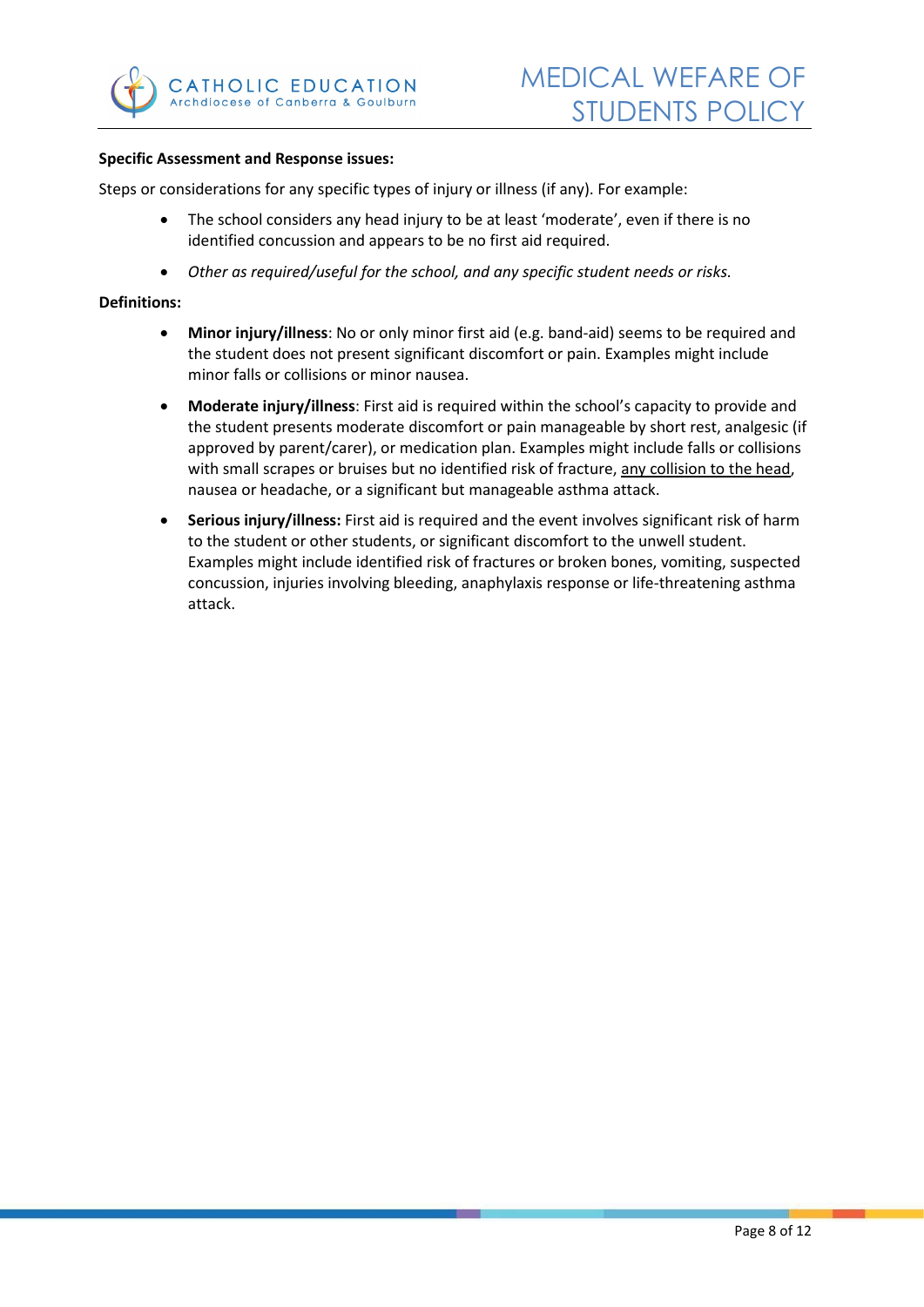**Specific Assessment and Response issues:**

Steps or considerations for any specific types of injury or illness (if any). For example:

- The school considers any head injury to be at least 'moderate', even if there is no identified concussion and appears to be no first aid required.
- *Other as required/useful for the school, and any specific student needs or risks.*

**Definitions:**

- **Minor injury/illness**: No or only minor first aid (e.g. band-aid) seems to be required and the student does not present significant discomfort or pain. Examples might include minor falls or collisions or minor nausea.
- **Moderate injury/illness**: First aid is required within the school's capacity to provide and the student presents moderate discomfort or pain manageable by short rest, analgesic (if approved by parent/carer), or medication plan. Examples might include falls or collisions with small scrapes or bruises but no identified risk of fracture, <u>any collision to the head</u>, nausea or headache, or a significant but manageable asthma attack.
- **Serious injury/illness:** First aid is required and the event involves significant risk of harm to the student or other students, or significant discomfort to the unwell student. Examples might include identified risk of fractures or broken bones, vomiting, suspected concussion, injuries involving bleeding, anaphylaxis response or life-threatening asthma attack.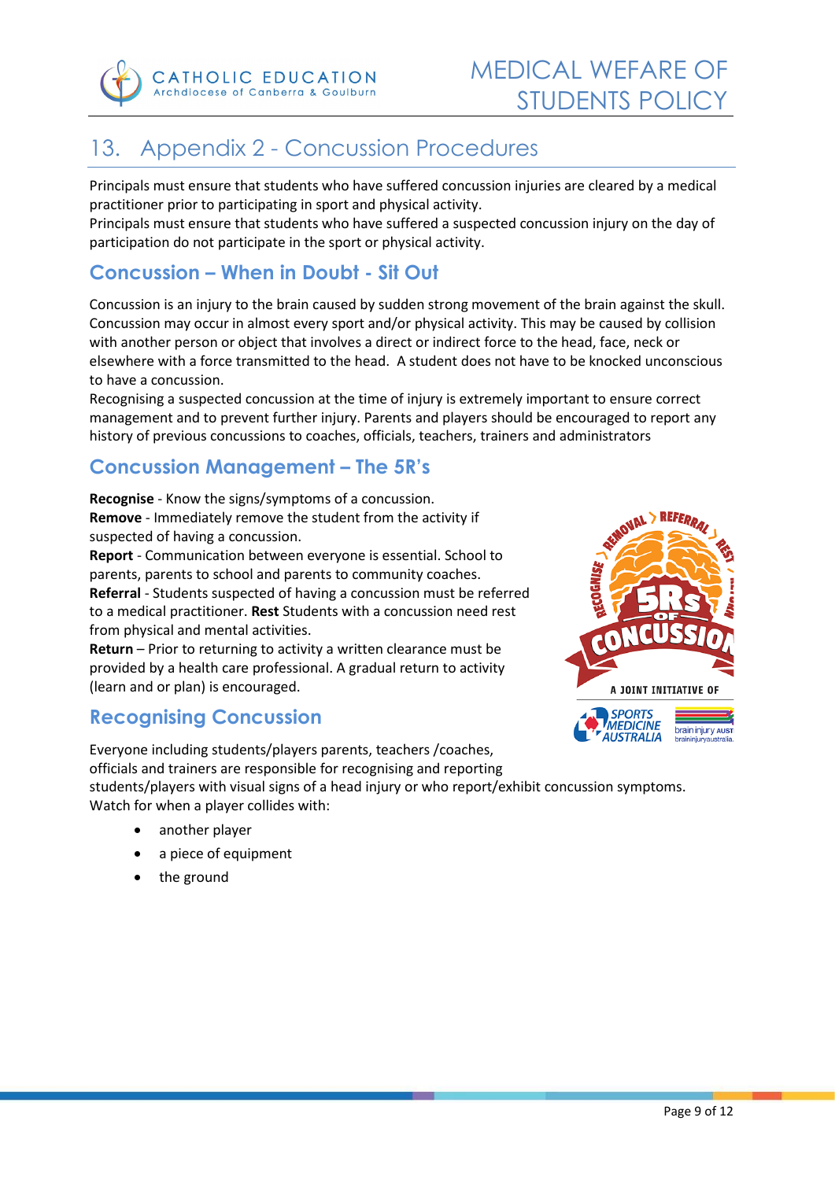# 13. Appendix 2 - Concussion Procedures

Principals must ensure that students who have suffered concussion injuries are cleared by a medical practitioner prior to participating in sport and physical activity.
Principals must ensure that students who have suffered a suspected concussion injury on the day of participation do not participate in the sport or physical activity.

## Concussion – When in Doubt - Sit Out

Concussion is an injury to the brain caused by sudden strong movement of the brain against the skull. Concussion may occur in almost every sport and/or physical activity. This may be caused by collision with another person or object that involves a direct or indirect force to the head, face, neck or elsewhere with a force transmitted to the head. A student does not have to be knocked unconscious to have a concussion.
Recognising a suspected concussion at the time of injury is extremely important to ensure correct management and to prevent further injury. Parents and players should be encouraged to report any history of previous concussions to coaches, officials, teachers, trainers and administrators

## Concussion Management – The 5R's

**Recognise** - Know the signs/symptoms of a concussion.
**Remove** - Immediately remove the student from the activity if suspected of having a concussion.
**Report** - Communication between everyone is essential. School to parents, parents to school and parents to community coaches.
**Referral** - Students suspected of having a concussion must be referred to a medical practitioner. **Rest** Students with a concussion need rest from physical and mental activities.
**Return** – Prior to returning to activity a written clearance must be provided by a health care professional. A gradual return to activity (learn and or plan) is encouraged.

## Recognising Concussion

Everyone including students/players parents, teachers /coaches, officials and trainers are responsible for recognising and reporting students/players with visual signs of a head injury or who report/exhibit concussion symptoms. Watch for when a player collides with:

- another player
- a piece of equipment
- the ground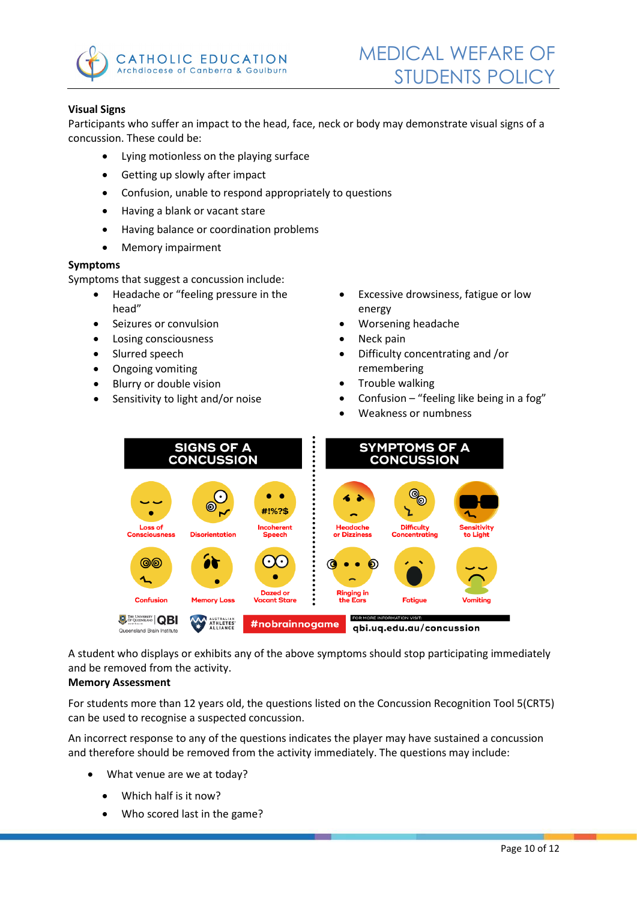### Visual Signs

Participants who suffer an impact to the head, face, neck or body may demonstrate visual signs of a concussion. These could be:

- Lying motionless on the playing surface
- Getting up slowly after impact
- Confusion, unable to respond appropriately to questions
- Having a blank or vacant stare
- Having balance or coordination problems
- Memory impairment

### Symptoms

Symptoms that suggest a concussion include:

- Headache or "feeling pressure in the head"
- Seizures or convulsion
- Losing consciousness
- Slurred speech
- Ongoing vomiting
- Blurry or double vision
- Sensitivity to light and/or noise
- Excessive drowsiness, fatigue or low energy
- Worsening headache
- Neck pain
- Difficulty concentrating and /or remembering
- Trouble walking
- Confusion – "feeling like being in a fog"
- Weakness or numbness

**SIGNS OF A CONCUSSION**

Loss of Consciousness, Disorientation, Incoherent Speech, Confusion, Memory Loss, Dazed or Vacant Stare

**SYMPTOMS OF A CONCUSSION**

Headache or Dizziness, Difficulty Concentrating, Sensitivity to Light, Ringing in the Ears, Fatigue, Vomiting

#nobrainnogame — FOR MORE INFORMATION VISIT: qbi.uq.edu.au/concussion

A student who displays or exhibits any of the above symptoms should stop participating immediately and be removed from the activity.

### Memory Assessment

For students more than 12 years old, the questions listed on the Concussion Recognition Tool 5(CRT5) can be used to recognise a suspected concussion.

An incorrect response to any of the questions indicates the player may have sustained a concussion and therefore should be removed from the activity immediately. The questions may include:

- What venue are we at today?
- Which half is it now?
- Who scored last in the game?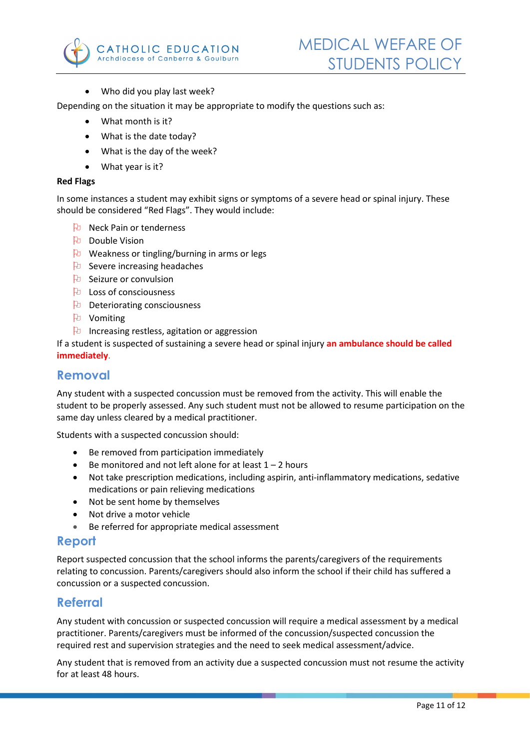- Who did you play last week?

Depending on the situation it may be appropriate to modify the questions such as:

- What month is it?
- What is the date today?
- What is the day of the week?
- What year is it?

**Red Flags**

In some instances a student may exhibit signs or symptoms of a severe head or spinal injury. These should be considered "Red Flags". They would include:

- Neck Pain or tenderness
- Double Vision
- Weakness or tingling/burning in arms or legs
- Severe increasing headaches
- Seizure or convulsion
- Loss of consciousness
- Deteriorating consciousness
- Vomiting
- Increasing restless, agitation or aggression

If a student is suspected of sustaining a severe head or spinal injury **an ambulance should be called immediately**.

## Removal

Any student with a suspected concussion must be removed from the activity. This will enable the student to be properly assessed. Any such student must not be allowed to resume participation on the same day unless cleared by a medical practitioner.

Students with a suspected concussion should:

- Be removed from participation immediately
- Be monitored and not left alone for at least 1 – 2 hours
- Not take prescription medications, including aspirin, anti-inflammatory medications, sedative medications or pain relieving medications
- Not be sent home by themselves
- Not drive a motor vehicle
- Be referred for appropriate medical assessment

## Report

Report suspected concussion that the school informs the parents/caregivers of the requirements relating to concussion. Parents/caregivers should also inform the school if their child has suffered a concussion or a suspected concussion.

## Referral

Any student with concussion or suspected concussion will require a medical assessment by a medical practitioner. Parents/caregivers must be informed of the concussion/suspected concussion the required rest and supervision strategies and the need to seek medical assessment/advice.

Any student that is removed from an activity due a suspected concussion must not resume the activity for at least 48 hours.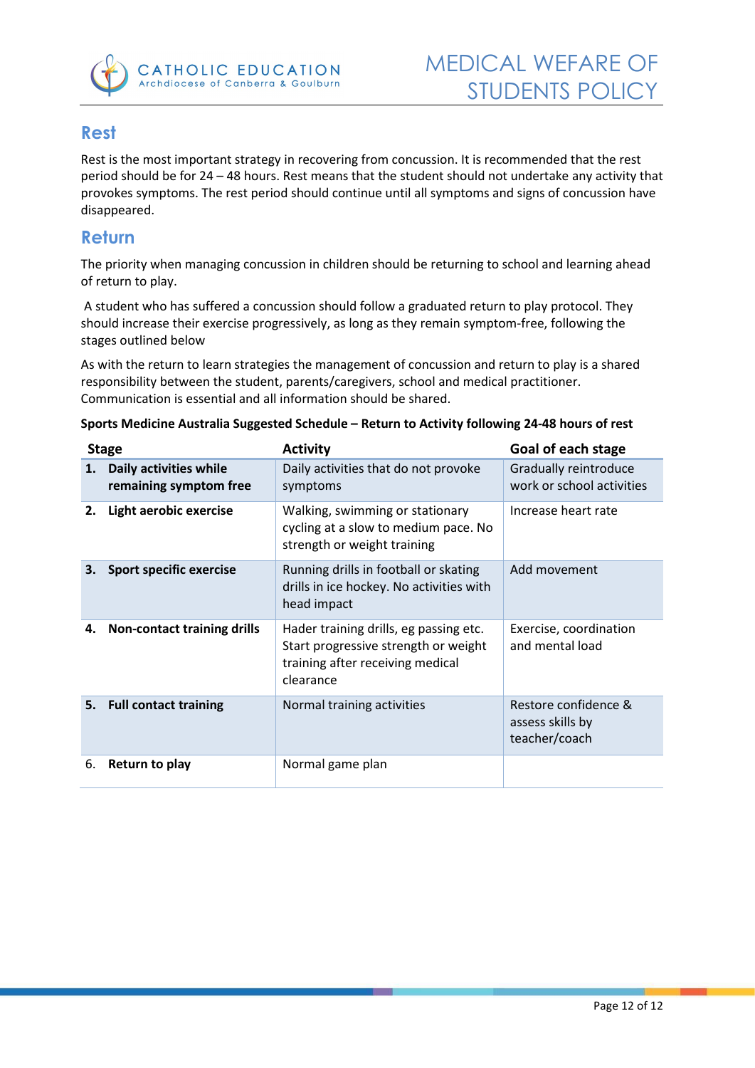## Rest

Rest is the most important strategy in recovering from concussion. It is recommended that the rest period should be for 24 – 48 hours. Rest means that the student should not undertake any activity that provokes symptoms. The rest period should continue until all symptoms and signs of concussion have disappeared.

## Return

The priority when managing concussion in children should be returning to school and learning ahead of return to play.

A student who has suffered a concussion should follow a graduated return to play protocol. They should increase their exercise progressively, as long as they remain symptom-free, following the stages outlined below

As with the return to learn strategies the management of concussion and return to play is a shared responsibility between the student, parents/caregivers, school and medical practitioner. Communication is essential and all information should be shared.

**Sports Medicine Australia Suggested Schedule – Return to Activity following 24-48 hours of rest**

| Stage | Activity | Goal of each stage |
|---|---|---|
| **1. Daily activities while remaining symptom free** | Daily activities that do not provoke symptoms | Gradually reintroduce work or school activities |
| **2. Light aerobic exercise** | Walking, swimming or stationary cycling at a slow to medium pace. No strength or weight training | Increase heart rate |
| **3. Sport specific exercise** | Running drills in football or skating drills in ice hockey. No activities with head impact | Add movement |
| **4. Non-contact training drills** | Hader training drills, eg passing etc. Start progressive strength or weight training after receiving medical clearance | Exercise, coordination and mental load |
| **5. Full contact training** | Normal training activities | Restore confidence & assess skills by teacher/coach |
| 6. **Return to play** | Normal game plan | |